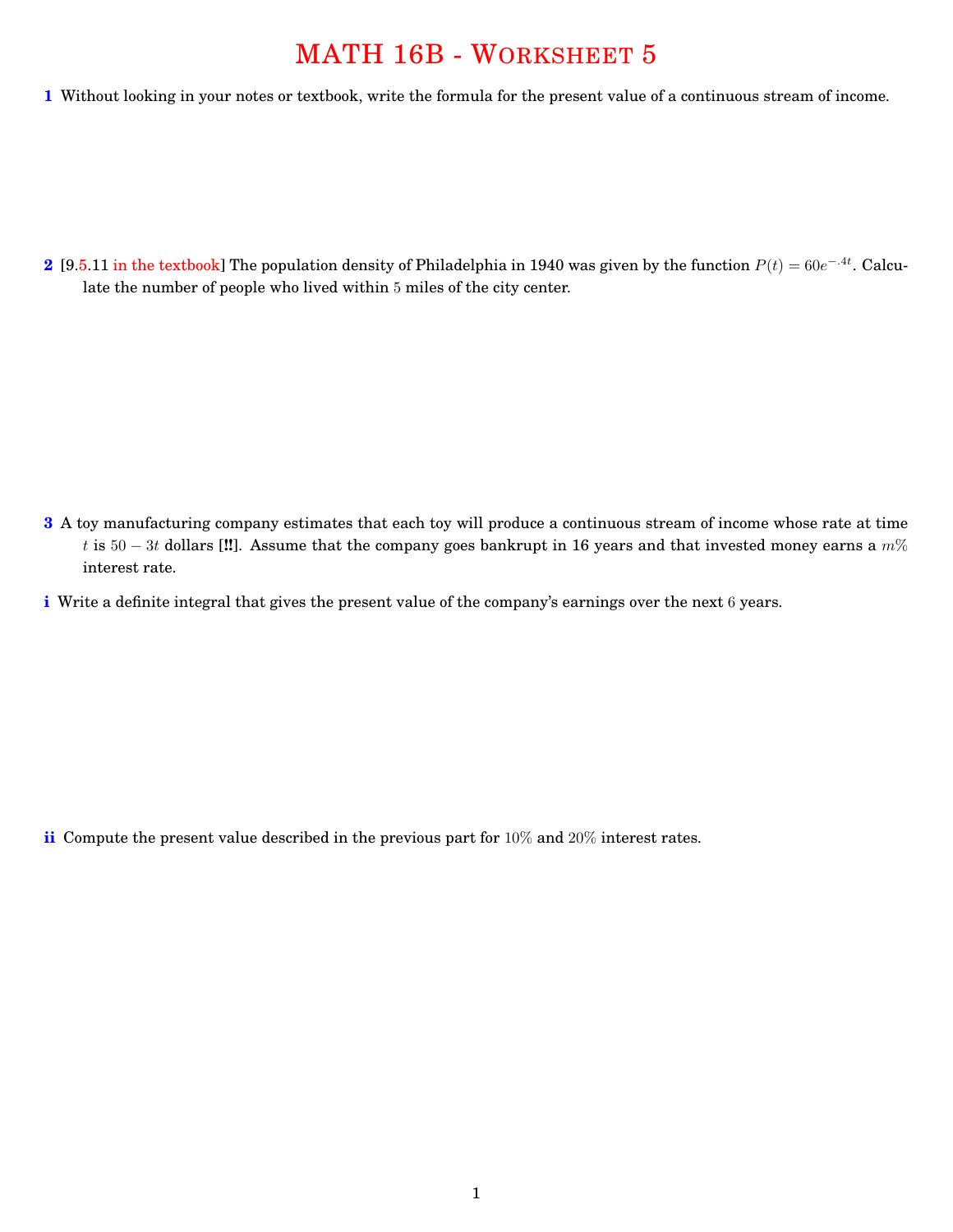# MATH 16B - Worksheet 5

**1** Without looking in your notes or textbook, write the formula for the present value of a continuous stream of income.

**2** [9.5.11 in the textbook] The population density of Philadelphia in 1940 was given by the function $P(t) = 60e^{-.4t}$. Calculate the number of people who lived within 5 miles of the city center.

**3** A toy manufacturing company estimates that each toy will produce a continuous stream of income whose rate at time $t$ is $50 - 3t$ dollars [**!!**]. Assume that the company goes bankrupt in 16 years and that invested money earns a $m\%$ interest rate.

**i** Write a definite integral that gives the present value of the company's earnings over the next 6 years.

**ii** Compute the present value described in the previous part for $10\%$ and $20\%$ interest rates.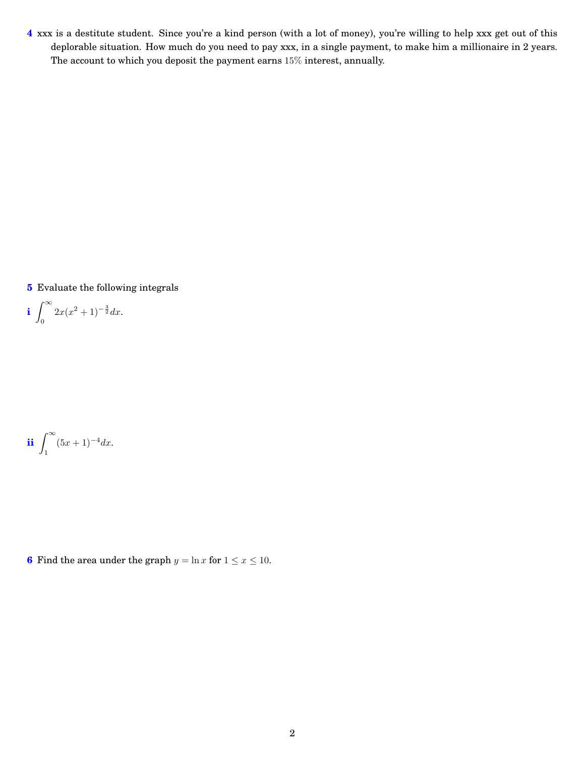**4** xxx is a destitute student. Since you're a kind person (with a lot of money), you're willing to help xxx get out of this deplorable situation. How much do you need to pay xxx, in a single payment, to make him a millionaire in 2 years. The account to which you deposit the payment earns $15\%$ interest, annually.

**5** Evaluate the following integrals

**i** $\displaystyle\int_0^\infty 2x(x^2+1)^{-\frac{3}{2}}dx.$

**ii** $\displaystyle\int_1^\infty (5x+1)^{-4}dx.$

**6** Find the area under the graph $y = \ln x$ for $1 \leq x \leq 10$.